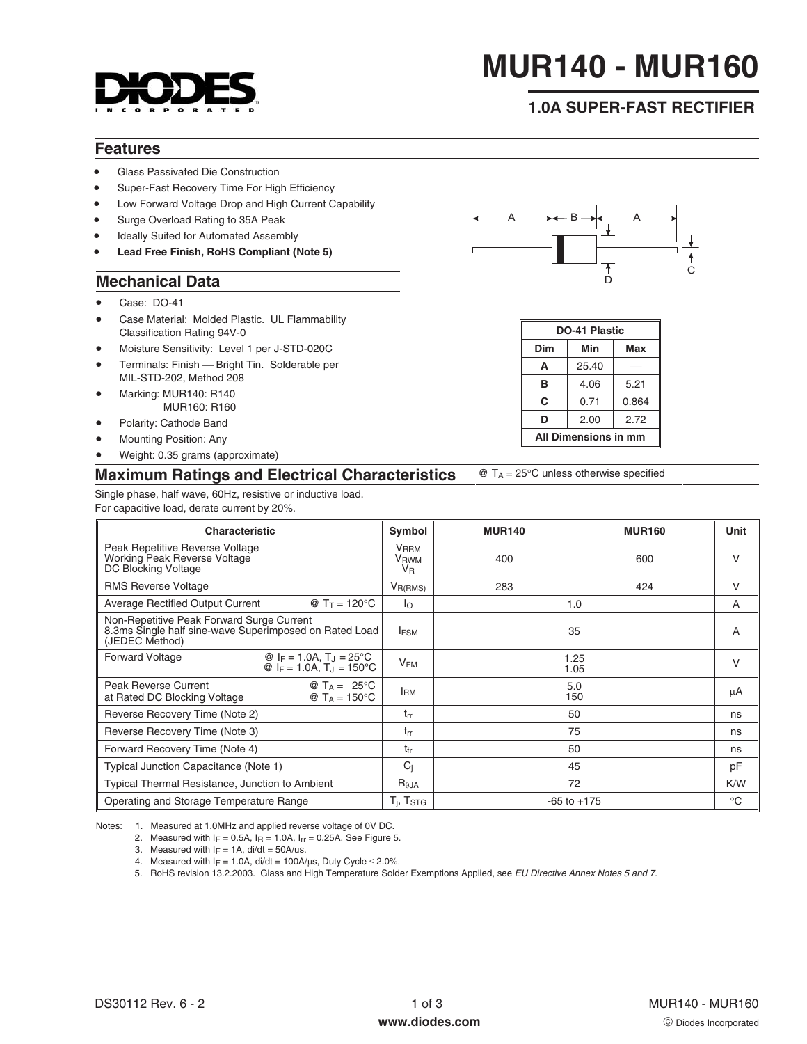# MUR140 - MUR160

## 1.0A SUPER-FAST RECTIFIER

## Features

- Glass Passivated Die Construction
- Super-Fast Recovery Time For High Efficiency
- Low Forward Voltage Drop and High Current Capability
- Surge Overload Rating to 35A Peak
- Ideally Suited for Automated Assembly
- **Lead Free Finish, RoHS Compliant (Note 5)**

## Mechanical Data

- Case: DO-41
- Case Material: Molded Plastic. UL Flammability Classification Rating 94V-0
- Moisture Sensitivity: Level 1 per J-STD-020C
- Terminals: Finish — Bright Tin. Solderable per MIL-STD-202, Method 208
- Marking: MUR140: R140
  MUR160: R160
- Polarity: Cathode Band
- Mounting Position: Any
- Weight: 0.35 grams (approximate)

| DO-41 Plastic | | |
|---|---|---|
| **Dim** | **Min** | **Max** |
| A | 25.40 | — |
| B | 4.06 | 5.21 |
| C | 0.71 | 0.864 |
| D | 2.00 | 2.72 |
| All Dimensions in mm | | |

## Maximum Ratings and Electrical Characteristics

@ $T_A$ = 25°C unless otherwise specified

Single phase, half wave, 60Hz, resistive or inductive load.
For capacitive load, derate current by 20%.

| Characteristic | Symbol | MUR140 | MUR160 | Unit |
|---|---|---|---|---|
| Peak Repetitive Reverse Voltage<br>Working Peak Reverse Voltage<br>DC Blocking Voltage | $V_{RRM}$<br>$V_{RWM}$<br>$V_R$ | 400 | 600 | V |
| RMS Reverse Voltage | $V_{R(RMS)}$ | 283 | 424 | V |
| Average Rectified Output Current @ $T_T$ = 120°C | $I_O$ | 1.0 | | A |
| Non-Repetitive Peak Forward Surge Current<br>8.3ms Single half sine-wave Superimposed on Rated Load<br>(JEDEC Method) | $I_{FSM}$ | 35 | | A |
| Forward Voltage @ $I_F$ = 1.0A, $T_J$ = 25°C<br>@ $I_F$ = 1.0A, $T_J$ = 150°C | $V_{FM}$ | 1.25<br>1.05 | | V |
| Peak Reverse Current @ $T_A$ = 25°C<br>at Rated DC Blocking Voltage @ $T_A$ = 150°C | $I_{RM}$ | 5.0<br>150 | | μA |
| Reverse Recovery Time (Note 2) | $t_{rr}$ | 50 | | ns |
| Reverse Recovery Time (Note 3) | $t_{rr}$ | 75 | | ns |
| Forward Recovery Time (Note 4) | $t_{fr}$ | 50 | | ns |
| Typical Junction Capacitance (Note 1) | $C_j$ | 45 | | pF |
| Typical Thermal Resistance, Junction to Ambient | $R_{\theta JA}$ | 72 | | K/W |
| Operating and Storage Temperature Range | $T_j$, $T_{STG}$ | -65 to +175 | | °C |

Notes:
1. Measured at 1.0MHz and applied reverse voltage of 0V DC.
2. Measured with $I_F$ = 0.5A, $I_R$ = 1.0A, $I_{rr}$ = 0.25A. See Figure 5.
3. Measured with $I_F$ = 1A, di/dt = 50A/us.
4. Measured with $I_F$ = 1.0A, di/dt = 100A/μs, Duty Cycle ≤ 2.0%.
5. RoHS revision 13.2.2003. Glass and High Temperature Solder Exemptions Applied, see *EU Directive Annex Notes 5 and 7.*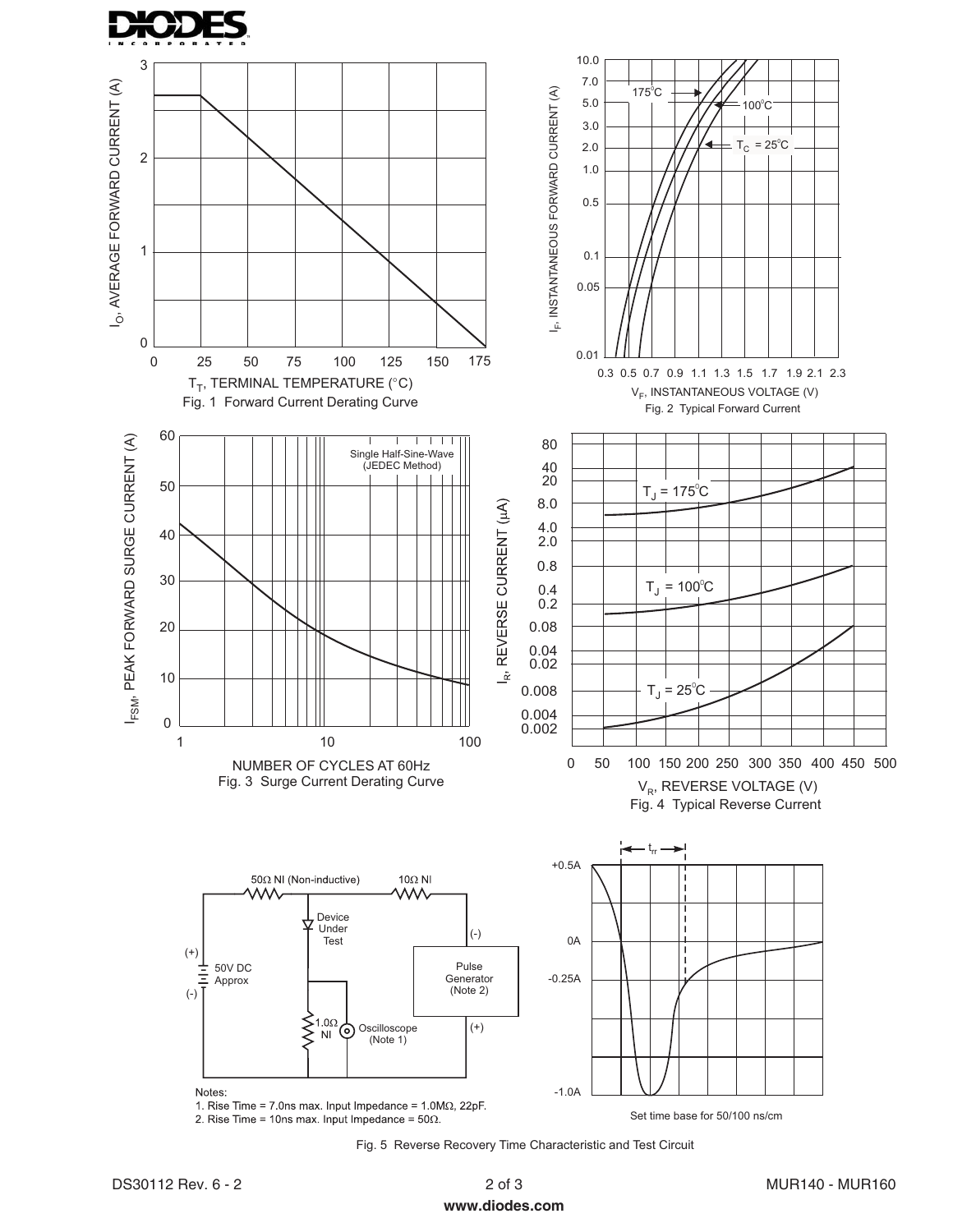Fig. 1 Forward Current Derating Curve

Fig. 2 Typical Forward Current

Fig. 3 Surge Current Derating Curve

Fig. 4 Typical Reverse Current

Notes:
1. Rise Time = 7.0ns max. Input Impedance = 1.0MΩ, 22pF.
2. Rise Time = 10ns max. Input Impedance = 50Ω.

Set time base for 50/100 ns/cm

Fig. 5 Reverse Recovery Time Characteristic and Test Circuit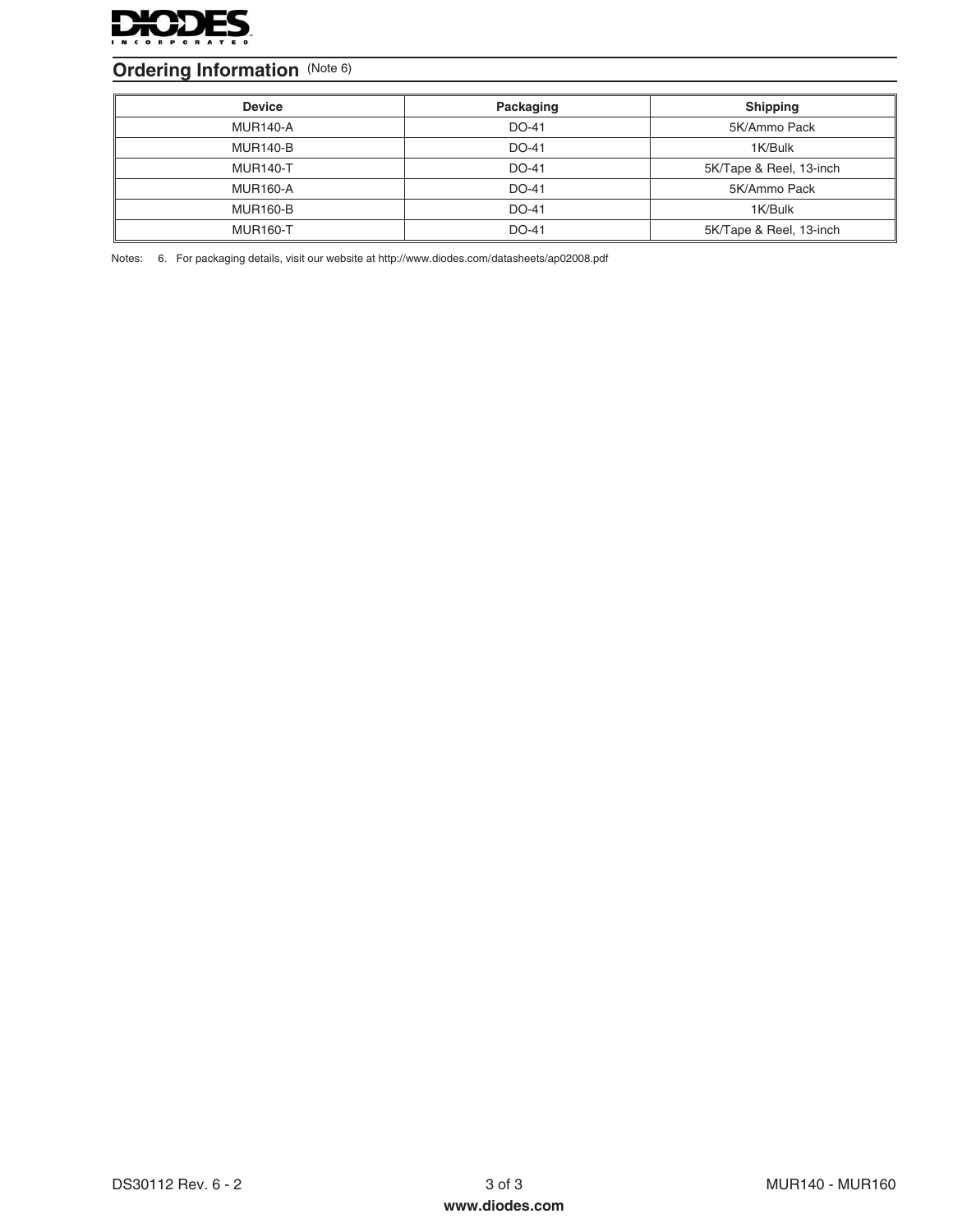## Ordering Information (Note 6)

| Device | Packaging | Shipping |
|---|---|---|
| MUR140-A | DO-41 | 5K/Ammo Pack |
| MUR140-B | DO-41 | 1K/Bulk |
| MUR140-T | DO-41 | 5K/Tape & Reel, 13-inch |
| MUR160-A | DO-41 | 5K/Ammo Pack |
| MUR160-B | DO-41 | 1K/Bulk |
| MUR160-T | DO-41 | 5K/Tape & Reel, 13-inch |

Notes: 6. For packaging details, visit our website at http://www.diodes.com/datasheets/ap02008.pdf